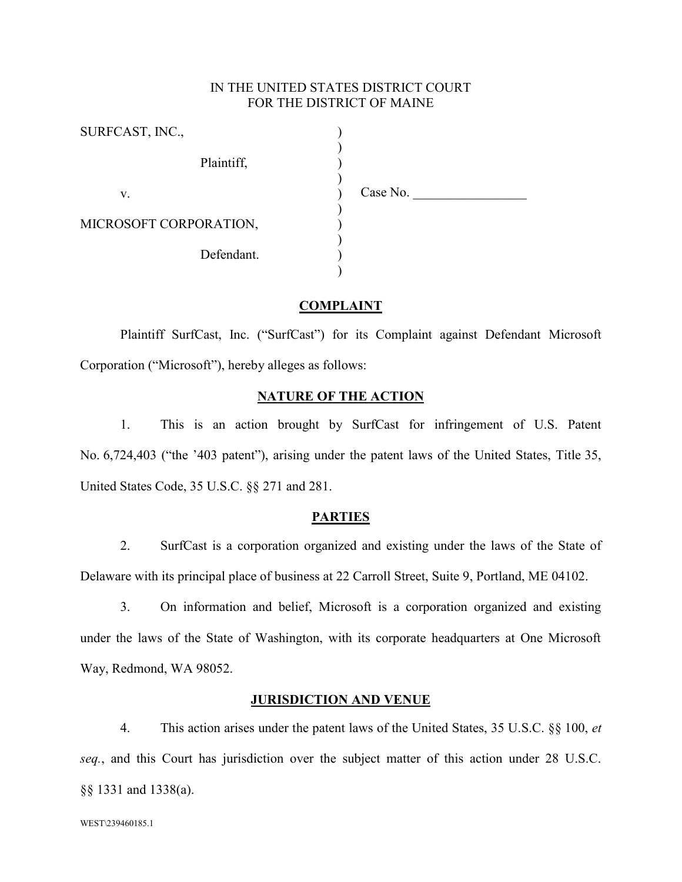IN THE UNITED STATES DISTRICT COURT
FOR THE DISTRICT OF MAINE

| | | |
|---|---|---|
| SURFCAST, INC., | ) | |
| Plaintiff, | ) | |
| v. | ) | Case No. _________________ |
| MICROSOFT CORPORATION, | ) | |
| Defendant. | ) | |

## COMPLAINT

Plaintiff SurfCast, Inc. ("SurfCast") for its Complaint against Defendant Microsoft Corporation ("Microsoft"), hereby alleges as follows:

## NATURE OF THE ACTION

1. This is an action brought by SurfCast for infringement of U.S. Patent No. 6,724,403 ("the '403 patent"), arising under the patent laws of the United States, Title 35, United States Code, 35 U.S.C. §§ 271 and 281.

## PARTIES

2. SurfCast is a corporation organized and existing under the laws of the State of Delaware with its principal place of business at 22 Carroll Street, Suite 9, Portland, ME 04102.

3. On information and belief, Microsoft is a corporation organized and existing under the laws of the State of Washington, with its corporate headquarters at One Microsoft Way, Redmond, WA 98052.

## JURISDICTION AND VENUE

4. This action arises under the patent laws of the United States, 35 U.S.C. §§ 100, *et seq.*, and this Court has jurisdiction over the subject matter of this action under 28 U.S.C. §§ 1331 and 1338(a).

WEST\239460185.1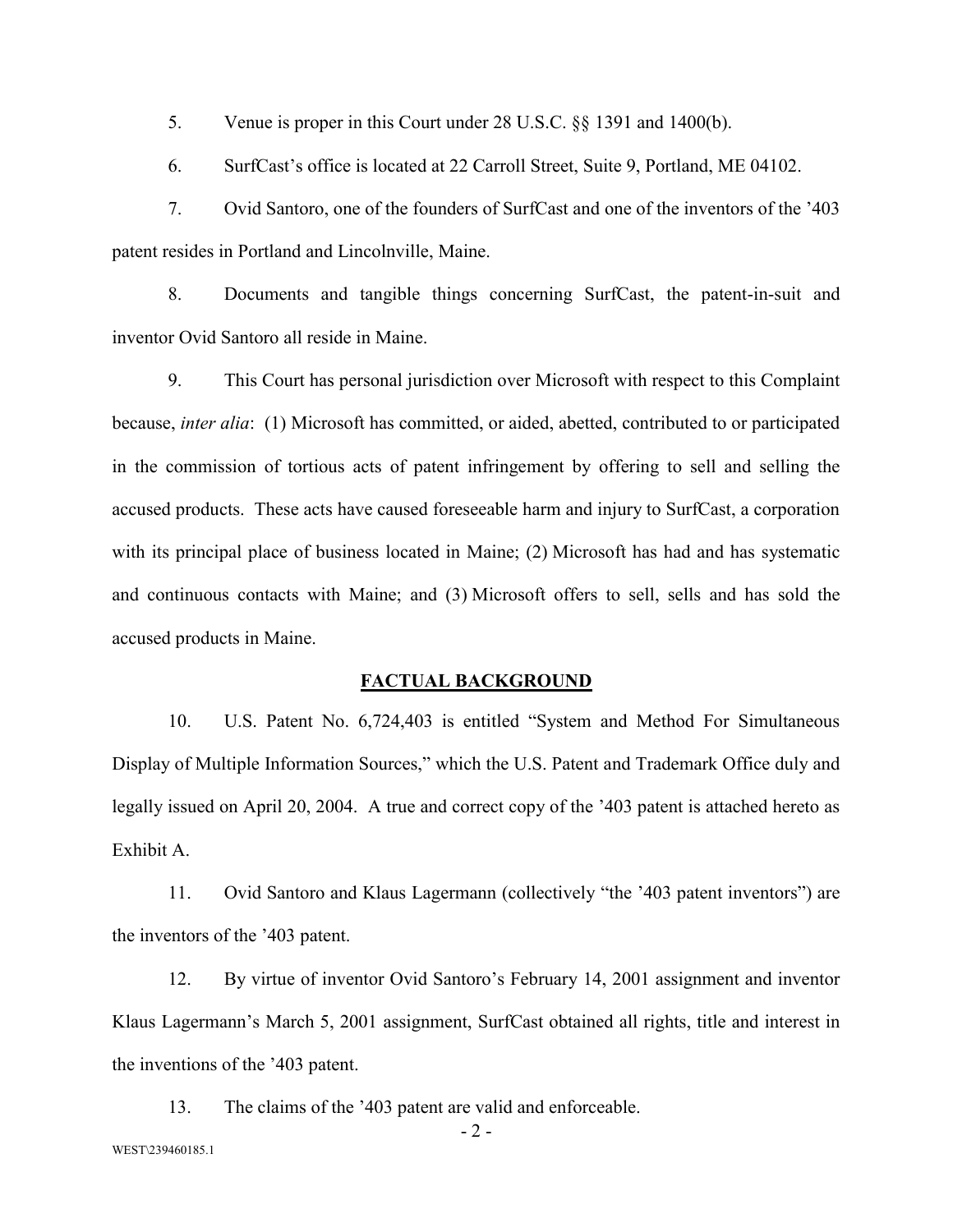5. Venue is proper in this Court under 28 U.S.C. §§ 1391 and 1400(b).

6. SurfCast's office is located at 22 Carroll Street, Suite 9, Portland, ME 04102.

7. Ovid Santoro, one of the founders of SurfCast and one of the inventors of the '403 patent resides in Portland and Lincolnville, Maine.

8. Documents and tangible things concerning SurfCast, the patent-in-suit and inventor Ovid Santoro all reside in Maine.

9. This Court has personal jurisdiction over Microsoft with respect to this Complaint because, *inter alia*: (1) Microsoft has committed, or aided, abetted, contributed to or participated in the commission of tortious acts of patent infringement by offering to sell and selling the accused products. These acts have caused foreseeable harm and injury to SurfCast, a corporation with its principal place of business located in Maine; (2) Microsoft has had and has systematic and continuous contacts with Maine; and (3) Microsoft offers to sell, sells and has sold the accused products in Maine.

## FACTUAL BACKGROUND

10. U.S. Patent No. 6,724,403 is entitled "System and Method For Simultaneous Display of Multiple Information Sources," which the U.S. Patent and Trademark Office duly and legally issued on April 20, 2004. A true and correct copy of the '403 patent is attached hereto as Exhibit A.

11. Ovid Santoro and Klaus Lagermann (collectively "the '403 patent inventors") are the inventors of the '403 patent.

12. By virtue of inventor Ovid Santoro's February 14, 2001 assignment and inventor Klaus Lagermann's March 5, 2001 assignment, SurfCast obtained all rights, title and interest in the inventions of the '403 patent.

13. The claims of the '403 patent are valid and enforceable.

WEST\239460185.1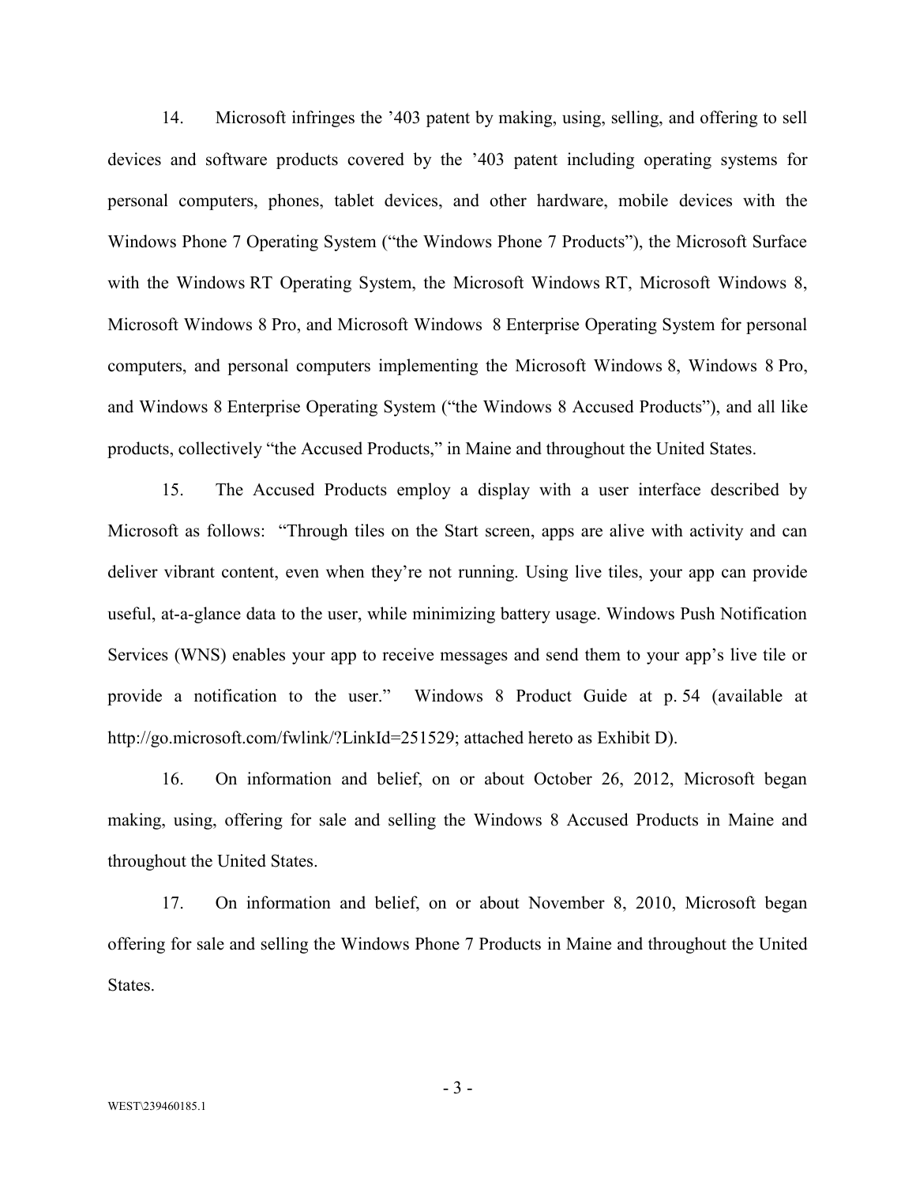14. Microsoft infringes the ’403 patent by making, using, selling, and offering to sell devices and software products covered by the ’403 patent including operating systems for personal computers, phones, tablet devices, and other hardware, mobile devices with the Windows Phone 7 Operating System (“the Windows Phone 7 Products”), the Microsoft Surface with the Windows RT Operating System, the Microsoft Windows RT, Microsoft Windows 8, Microsoft Windows 8 Pro, and Microsoft Windows 8 Enterprise Operating System for personal computers, and personal computers implementing the Microsoft Windows 8, Windows 8 Pro, and Windows 8 Enterprise Operating System (“the Windows 8 Accused Products”), and all like products, collectively “the Accused Products,” in Maine and throughout the United States.

15. The Accused Products employ a display with a user interface described by Microsoft as follows: “Through tiles on the Start screen, apps are alive with activity and can deliver vibrant content, even when they’re not running. Using live tiles, your app can provide useful, at-a-glance data to the user, while minimizing battery usage. Windows Push Notification Services (WNS) enables your app to receive messages and send them to your app’s live tile or provide a notification to the user.” Windows 8 Product Guide at p. 54 (available at http://go.microsoft.com/fwlink/?LinkId=251529; attached hereto as Exhibit D).

16. On information and belief, on or about October 26, 2012, Microsoft began making, using, offering for sale and selling the Windows 8 Accused Products in Maine and throughout the United States.

17. On information and belief, on or about November 8, 2010, Microsoft began offering for sale and selling the Windows Phone 7 Products in Maine and throughout the United States.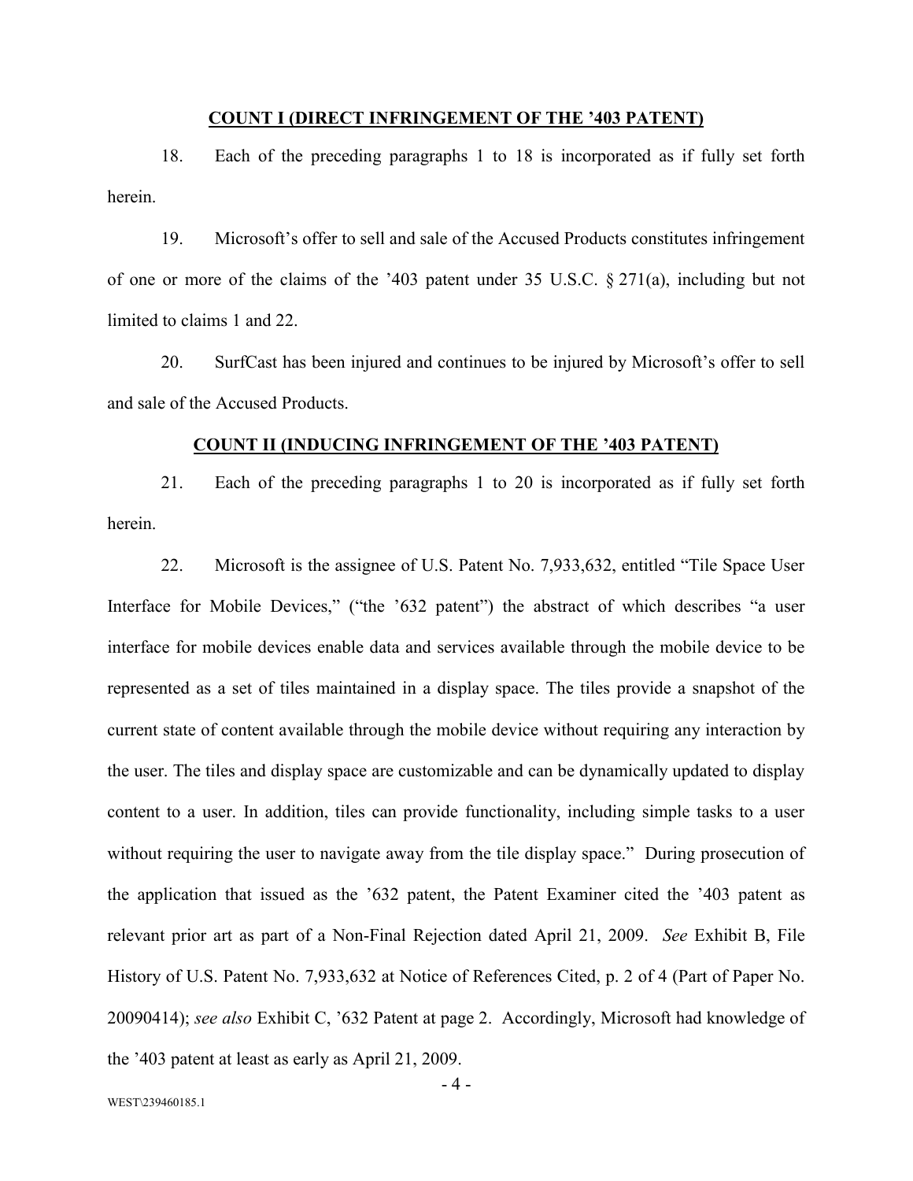**COUNT I (DIRECT INFRINGEMENT OF THE '403 PATENT)**

18. Each of the preceding paragraphs 1 to 18 is incorporated as if fully set forth herein.

19. Microsoft's offer to sell and sale of the Accused Products constitutes infringement of one or more of the claims of the '403 patent under 35 U.S.C. § 271(a), including but not limited to claims 1 and 22.

20. SurfCast has been injured and continues to be injured by Microsoft's offer to sell and sale of the Accused Products.

**COUNT II (INDUCING INFRINGEMENT OF THE '403 PATENT)**

21. Each of the preceding paragraphs 1 to 20 is incorporated as if fully set forth herein.

22. Microsoft is the assignee of U.S. Patent No. 7,933,632, entitled "Tile Space User Interface for Mobile Devices," ("the '632 patent") the abstract of which describes "a user interface for mobile devices enable data and services available through the mobile device to be represented as a set of tiles maintained in a display space. The tiles provide a snapshot of the current state of content available through the mobile device without requiring any interaction by the user. The tiles and display space are customizable and can be dynamically updated to display content to a user. In addition, tiles can provide functionality, including simple tasks to a user without requiring the user to navigate away from the tile display space." During prosecution of the application that issued as the '632 patent, the Patent Examiner cited the '403 patent as relevant prior art as part of a Non-Final Rejection dated April 21, 2009. *See* Exhibit B, File History of U.S. Patent No. 7,933,632 at Notice of References Cited, p. 2 of 4 (Part of Paper No. 20090414); *see also* Exhibit C, '632 Patent at page 2. Accordingly, Microsoft had knowledge of the '403 patent at least as early as April 21, 2009.

WEST\239460185.1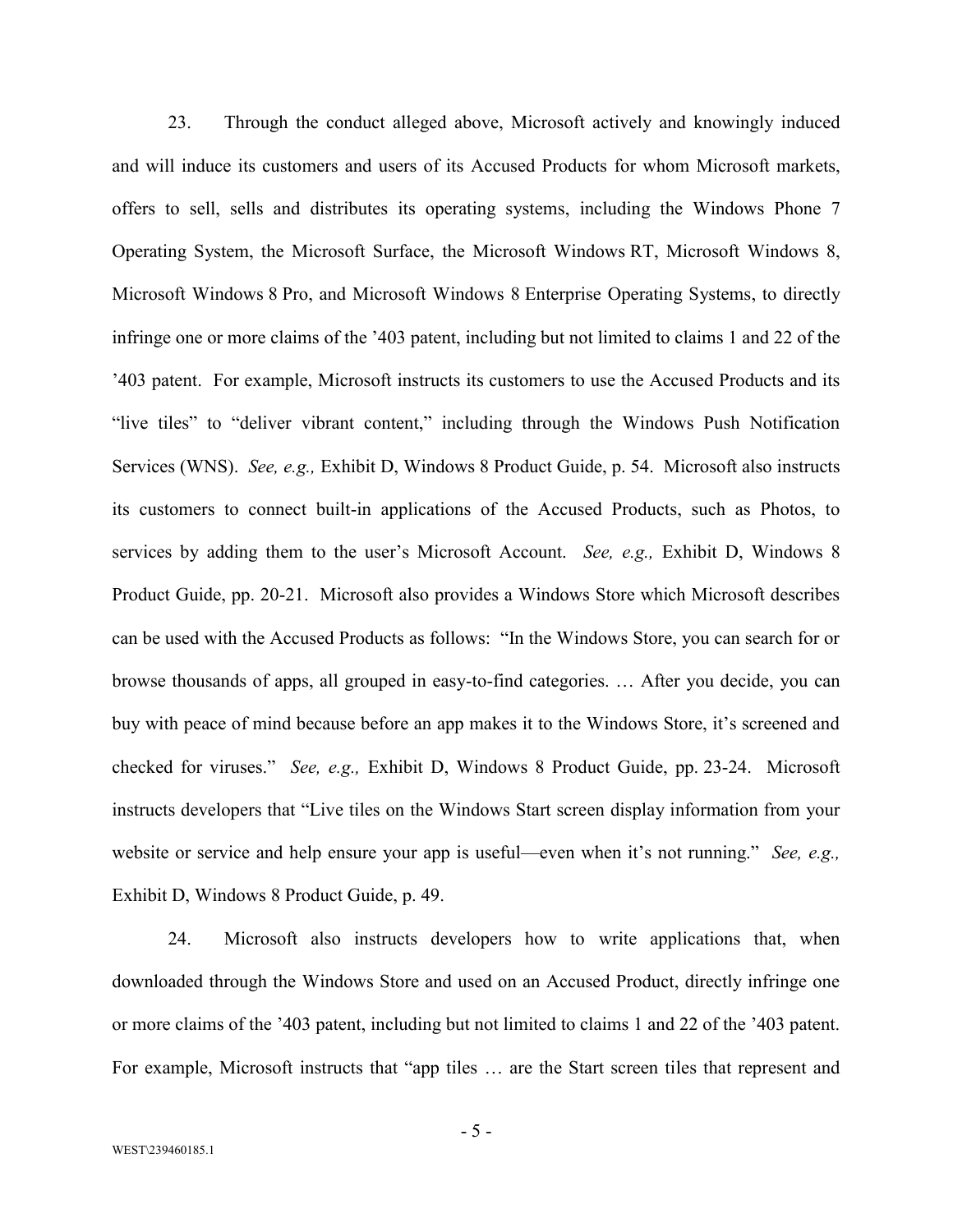23. Through the conduct alleged above, Microsoft actively and knowingly induced and will induce its customers and users of its Accused Products for whom Microsoft markets, offers to sell, sells and distributes its operating systems, including the Windows Phone 7 Operating System, the Microsoft Surface, the Microsoft Windows RT, Microsoft Windows 8, Microsoft Windows 8 Pro, and Microsoft Windows 8 Enterprise Operating Systems, to directly infringe one or more claims of the '403 patent, including but not limited to claims 1 and 22 of the '403 patent. For example, Microsoft instructs its customers to use the Accused Products and its "live tiles" to "deliver vibrant content," including through the Windows Push Notification Services (WNS). *See, e.g.,* Exhibit D, Windows 8 Product Guide, p. 54. Microsoft also instructs its customers to connect built-in applications of the Accused Products, such as Photos, to services by adding them to the user's Microsoft Account. *See, e.g.,* Exhibit D, Windows 8 Product Guide, pp. 20-21. Microsoft also provides a Windows Store which Microsoft describes can be used with the Accused Products as follows: "In the Windows Store, you can search for or browse thousands of apps, all grouped in easy-to-find categories. … After you decide, you can buy with peace of mind because before an app makes it to the Windows Store, it's screened and checked for viruses." *See, e.g.,* Exhibit D, Windows 8 Product Guide, pp. 23-24. Microsoft instructs developers that "Live tiles on the Windows Start screen display information from your website or service and help ensure your app is useful—even when it's not running." *See, e.g.,* Exhibit D, Windows 8 Product Guide, p. 49.

24. Microsoft also instructs developers how to write applications that, when downloaded through the Windows Store and used on an Accused Product, directly infringe one or more claims of the '403 patent, including but not limited to claims 1 and 22 of the '403 patent. For example, Microsoft instructs that "app tiles … are the Start screen tiles that represent and

WEST\239460185.1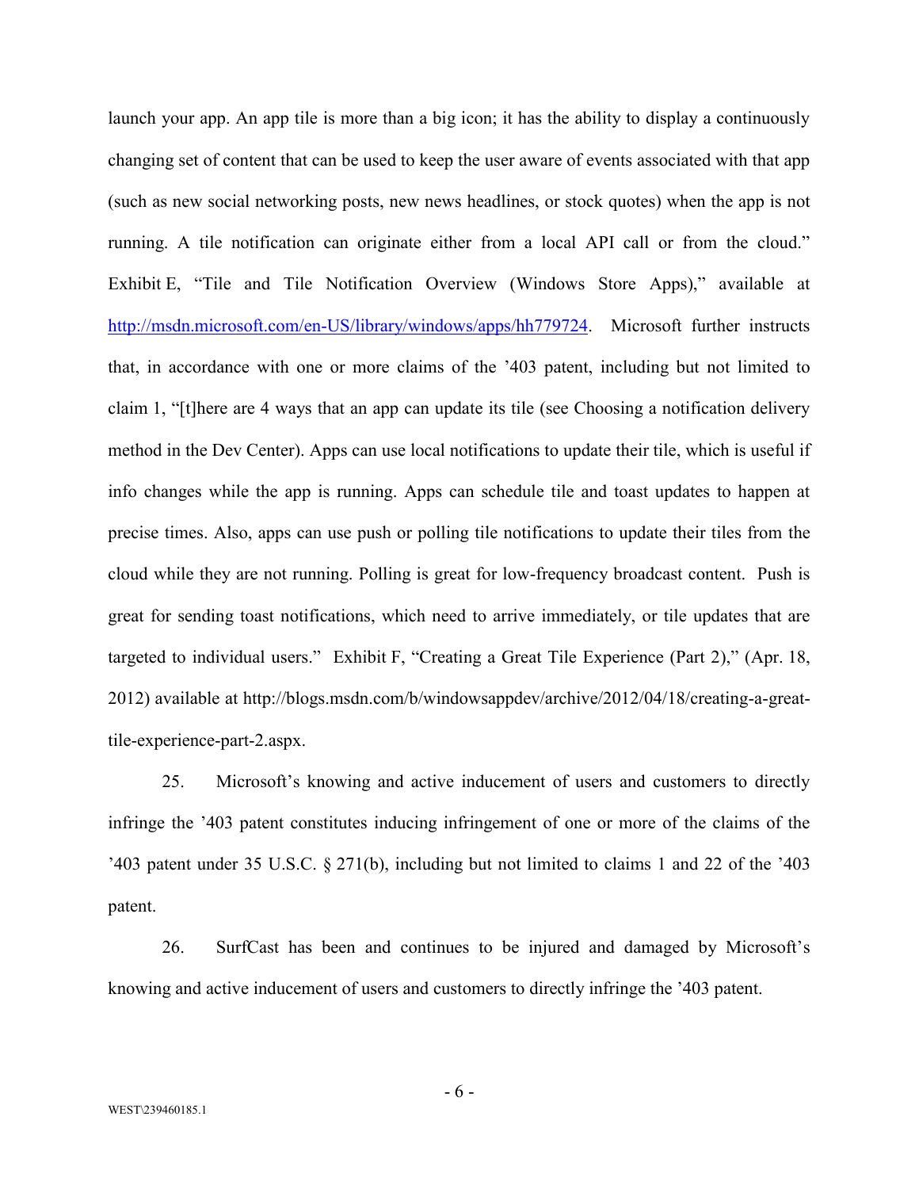launch your app. An app tile is more than a big icon; it has the ability to display a continuously changing set of content that can be used to keep the user aware of events associated with that app (such as new social networking posts, new news headlines, or stock quotes) when the app is not running. A tile notification can originate either from a local API call or from the cloud." Exhibit E, "Tile and Tile Notification Overview (Windows Store Apps)," available at http://msdn.microsoft.com/en-US/library/windows/apps/hh779724. Microsoft further instructs that, in accordance with one or more claims of the '403 patent, including but not limited to claim 1, "[t]here are 4 ways that an app can update its tile (see Choosing a notification delivery method in the Dev Center). Apps can use local notifications to update their tile, which is useful if info changes while the app is running. Apps can schedule tile and toast updates to happen at precise times. Also, apps can use push or polling tile notifications to update their tiles from the cloud while they are not running. Polling is great for low-frequency broadcast content. Push is great for sending toast notifications, which need to arrive immediately, or tile updates that are targeted to individual users." Exhibit F, "Creating a Great Tile Experience (Part 2)," (Apr. 18, 2012) available at http://blogs.msdn.com/b/windowsappdev/archive/2012/04/18/creating-a-great-tile-experience-part-2.aspx.

25. Microsoft's knowing and active inducement of users and customers to directly infringe the '403 patent constitutes inducing infringement of one or more of the claims of the '403 patent under 35 U.S.C. § 271(b), including but not limited to claims 1 and 22 of the '403 patent.

26. SurfCast has been and continues to be injured and damaged by Microsoft's knowing and active inducement of users and customers to directly infringe the '403 patent.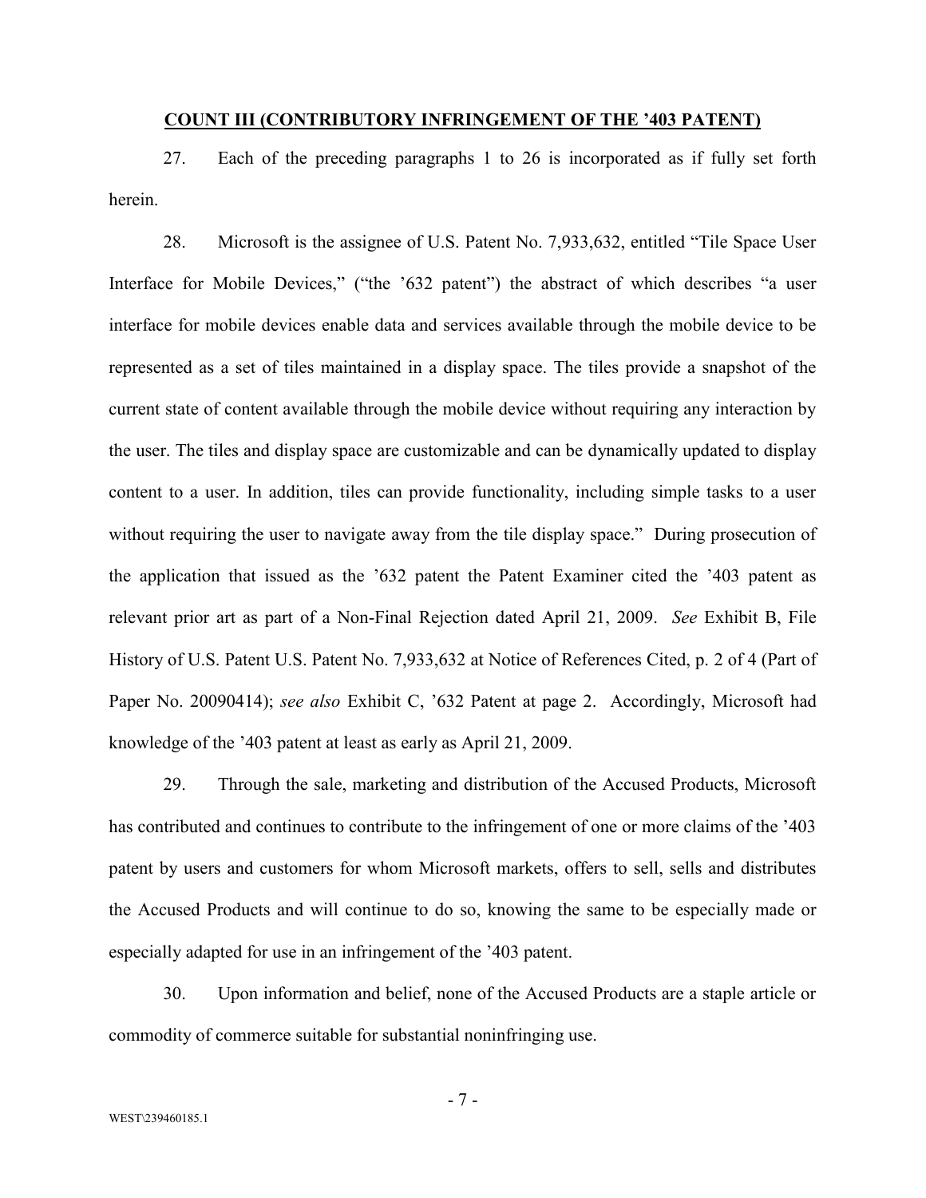**COUNT III (CONTRIBUTORY INFRINGEMENT OF THE ’403 PATENT)**

27. Each of the preceding paragraphs 1 to 26 is incorporated as if fully set forth herein.

28. Microsoft is the assignee of U.S. Patent No. 7,933,632, entitled “Tile Space User Interface for Mobile Devices,” (“the ’632 patent”) the abstract of which describes “a user interface for mobile devices enable data and services available through the mobile device to be represented as a set of tiles maintained in a display space. The tiles provide a snapshot of the current state of content available through the mobile device without requiring any interaction by the user. The tiles and display space are customizable and can be dynamically updated to display content to a user. In addition, tiles can provide functionality, including simple tasks to a user without requiring the user to navigate away from the tile display space.” During prosecution of the application that issued as the ’632 patent the Patent Examiner cited the ’403 patent as relevant prior art as part of a Non-Final Rejection dated April 21, 2009. *See* Exhibit B, File History of U.S. Patent U.S. Patent No. 7,933,632 at Notice of References Cited, p. 2 of 4 (Part of Paper No. 20090414); *see also* Exhibit C, ’632 Patent at page 2. Accordingly, Microsoft had knowledge of the ’403 patent at least as early as April 21, 2009.

29. Through the sale, marketing and distribution of the Accused Products, Microsoft has contributed and continues to contribute to the infringement of one or more claims of the ’403 patent by users and customers for whom Microsoft markets, offers to sell, sells and distributes the Accused Products and will continue to do so, knowing the same to be especially made or especially adapted for use in an infringement of the ’403 patent.

30. Upon information and belief, none of the Accused Products are a staple article or commodity of commerce suitable for substantial noninfringing use.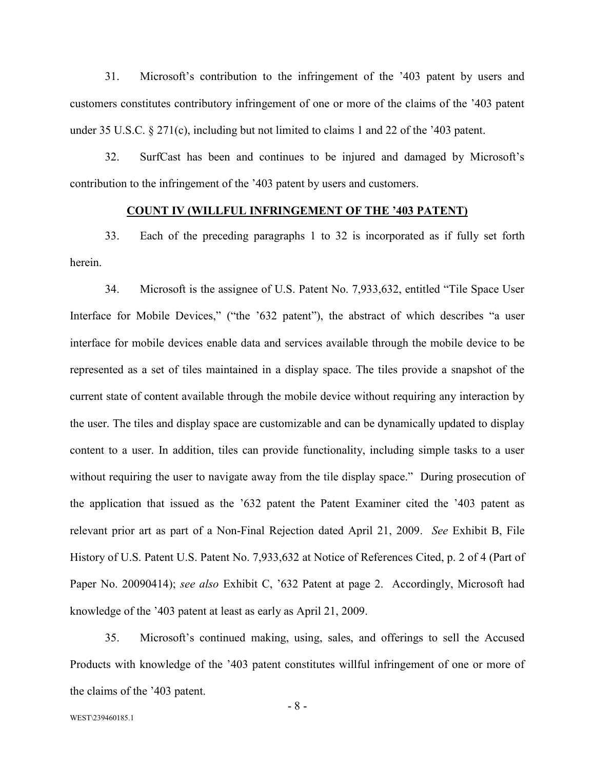31. Microsoft's contribution to the infringement of the '403 patent by users and customers constitutes contributory infringement of one or more of the claims of the '403 patent under 35 U.S.C. § 271(c), including but not limited to claims 1 and 22 of the '403 patent.

32. SurfCast has been and continues to be injured and damaged by Microsoft's contribution to the infringement of the '403 patent by users and customers.

**COUNT IV (WILLFUL INFRINGEMENT OF THE '403 PATENT)**

33. Each of the preceding paragraphs 1 to 32 is incorporated as if fully set forth herein.

34. Microsoft is the assignee of U.S. Patent No. 7,933,632, entitled "Tile Space User Interface for Mobile Devices," ("the '632 patent"), the abstract of which describes "a user interface for mobile devices enable data and services available through the mobile device to be represented as a set of tiles maintained in a display space. The tiles provide a snapshot of the current state of content available through the mobile device without requiring any interaction by the user. The tiles and display space are customizable and can be dynamically updated to display content to a user. In addition, tiles can provide functionality, including simple tasks to a user without requiring the user to navigate away from the tile display space." During prosecution of the application that issued as the '632 patent the Patent Examiner cited the '403 patent as relevant prior art as part of a Non-Final Rejection dated April 21, 2009. *See* Exhibit B, File History of U.S. Patent U.S. Patent No. 7,933,632 at Notice of References Cited, p. 2 of 4 (Part of Paper No. 20090414); *see also* Exhibit C, '632 Patent at page 2. Accordingly, Microsoft had knowledge of the '403 patent at least as early as April 21, 2009.

35. Microsoft's continued making, using, sales, and offerings to sell the Accused Products with knowledge of the '403 patent constitutes willful infringement of one or more of the claims of the '403 patent.

WEST\239460185.1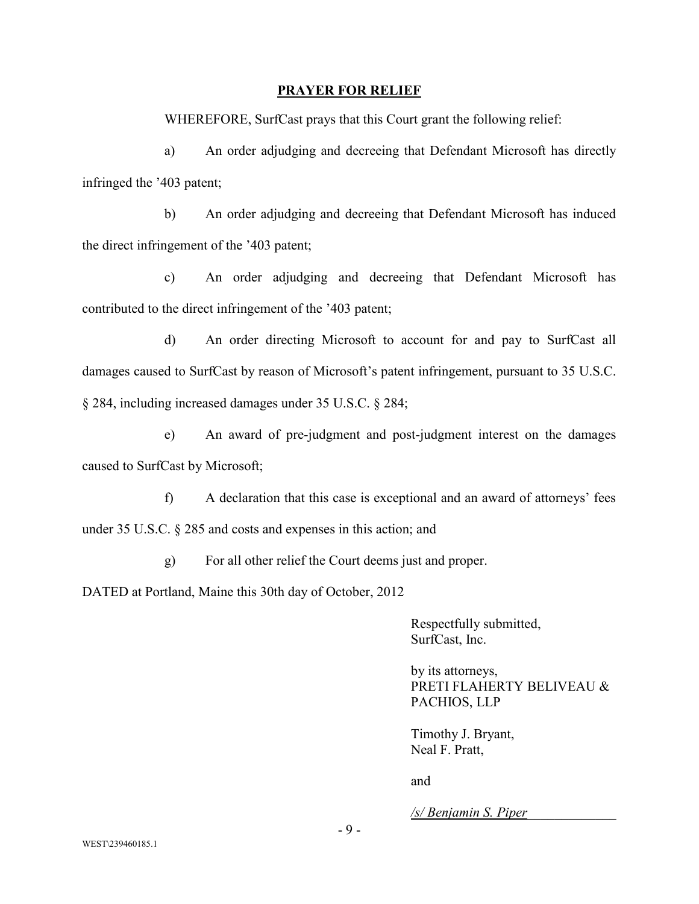## PRAYER FOR RELIEF

WHEREFORE, SurfCast prays that this Court grant the following relief:

a) An order adjudging and decreeing that Defendant Microsoft has directly infringed the ’403 patent;

b) An order adjudging and decreeing that Defendant Microsoft has induced the direct infringement of the ’403 patent;

c) An order adjudging and decreeing that Defendant Microsoft has contributed to the direct infringement of the ’403 patent;

d) An order directing Microsoft to account for and pay to SurfCast all damages caused to SurfCast by reason of Microsoft’s patent infringement, pursuant to 35 U.S.C. § 284, including increased damages under 35 U.S.C. § 284;

e) An award of pre-judgment and post-judgment interest on the damages caused to SurfCast by Microsoft;

f) A declaration that this case is exceptional and an award of attorneys’ fees under 35 U.S.C. § 285 and costs and expenses in this action; and

g) For all other relief the Court deems just and proper.

DATED at Portland, Maine this 30th day of October, 2012

Respectfully submitted,
SurfCast, Inc.

by its attorneys,
PRETI FLAHERTY BELIVEAU & PACHIOS, LLP

Timothy J. Bryant,
Neal F. Pratt,

and

*/s/ Benjamin S. Piper*

WEST\239460185.1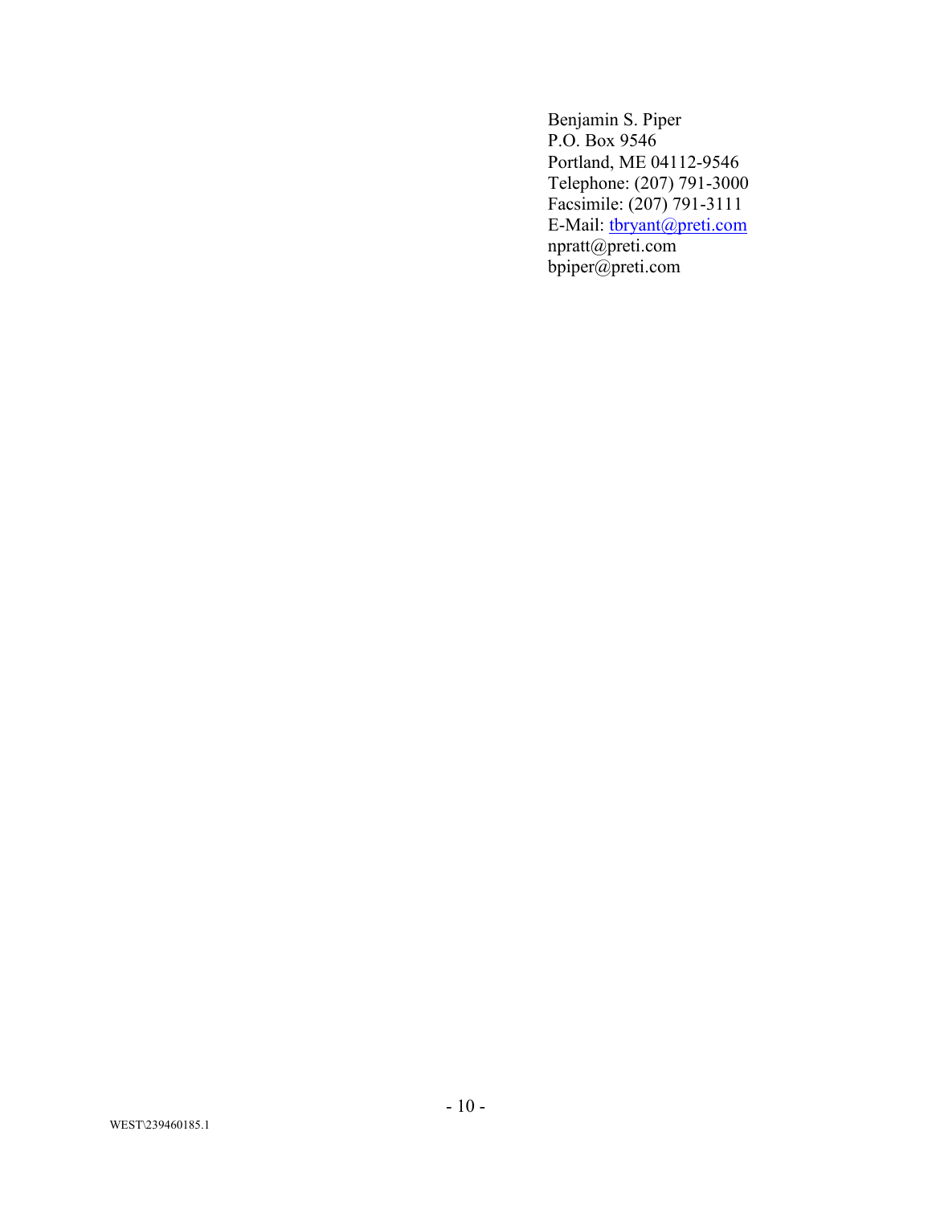Benjamin S. Piper
P.O. Box 9546
Portland, ME 04112-9546
Telephone: (207) 791-3000
Facsimile: (207) 791-3111
E-Mail: tbryant@preti.com
npratt@preti.com
bpiper@preti.com

WEST\239460185.1